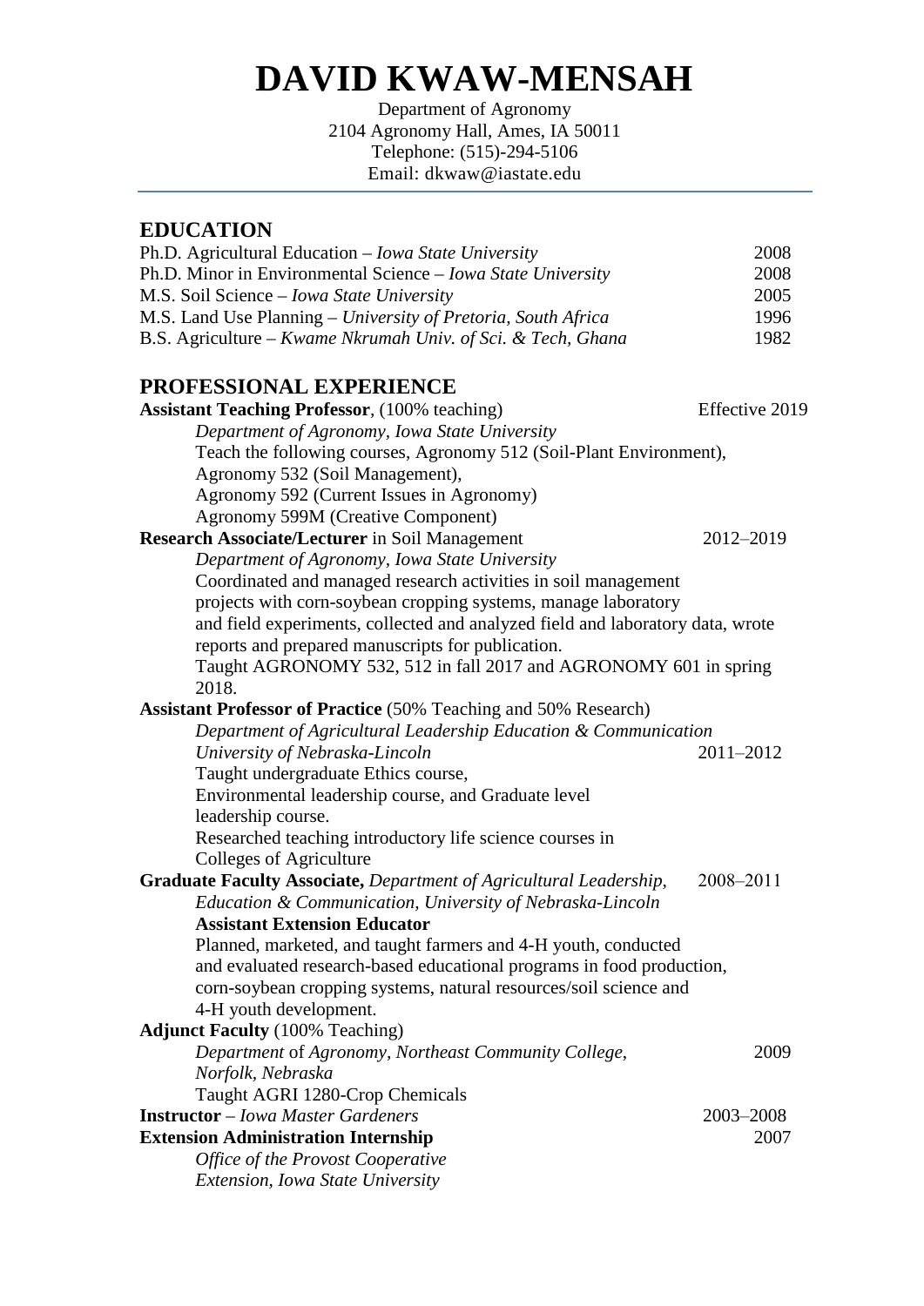# DAVID KWAW-MENSAH

Department of Agronomy
2104 Agronomy Hall, Ames, IA 50011
Telephone: (515)-294-5106
Email: dkwaw@iastate.edu

## EDUCATION

Ph.D. Agricultural Education – *Iowa State University* 2008
Ph.D. Minor in Environmental Science – *Iowa State University* 2008
M.S. Soil Science – *Iowa State University* 2005
M.S. Land Use Planning – *University of Pretoria, South Africa* 1996
B.S. Agriculture – *Kwame Nkrumah Univ. of Sci. & Tech, Ghana* 1982

## PROFESSIONAL EXPERIENCE

**Assistant Teaching Professor**, (100% teaching) Effective 2019
*Department of Agronomy, Iowa State University*
Teach the following courses, Agronomy 512 (Soil-Plant Environment),
Agronomy 532 (Soil Management),
Agronomy 592 (Current Issues in Agronomy)
Agronomy 599M (Creative Component)

**Research Associate/Lecturer** in Soil Management 2012–2019
*Department of Agronomy, Iowa State University*
Coordinated and managed research activities in soil management projects with corn-soybean cropping systems, manage laboratory and field experiments, collected and analyzed field and laboratory data, wrote reports and prepared manuscripts for publication.
Taught AGRONOMY 532, 512 in fall 2017 and AGRONOMY 601 in spring 2018.

**Assistant Professor of Practice** (50% Teaching and 50% Research)
*Department of Agricultural Leadership Education & Communication*
*University of Nebraska-Lincoln* 2011–2012
Taught undergraduate Ethics course,
Environmental leadership course, and Graduate level leadership course.
Researched teaching introductory life science courses in Colleges of Agriculture

**Graduate Faculty Associate,** *Department of Agricultural Leadership, Education & Communication, University of Nebraska-Lincoln* 2008–2011
**Assistant Extension Educator**
Planned, marketed, and taught farmers and 4-H youth, conducted and evaluated research-based educational programs in food production, corn-soybean cropping systems, natural resources/soil science and 4-H youth development.

**Adjunct Faculty** (100% Teaching)
*Department of Agronomy, Northeast Community College, Norfolk, Nebraska* 2009
Taught AGRI 1280-Crop Chemicals

**Instructor** – *Iowa Master Gardeners* 2003–2008

**Extension Administration Internship** 2007
*Office of the Provost Cooperative Extension, Iowa State University*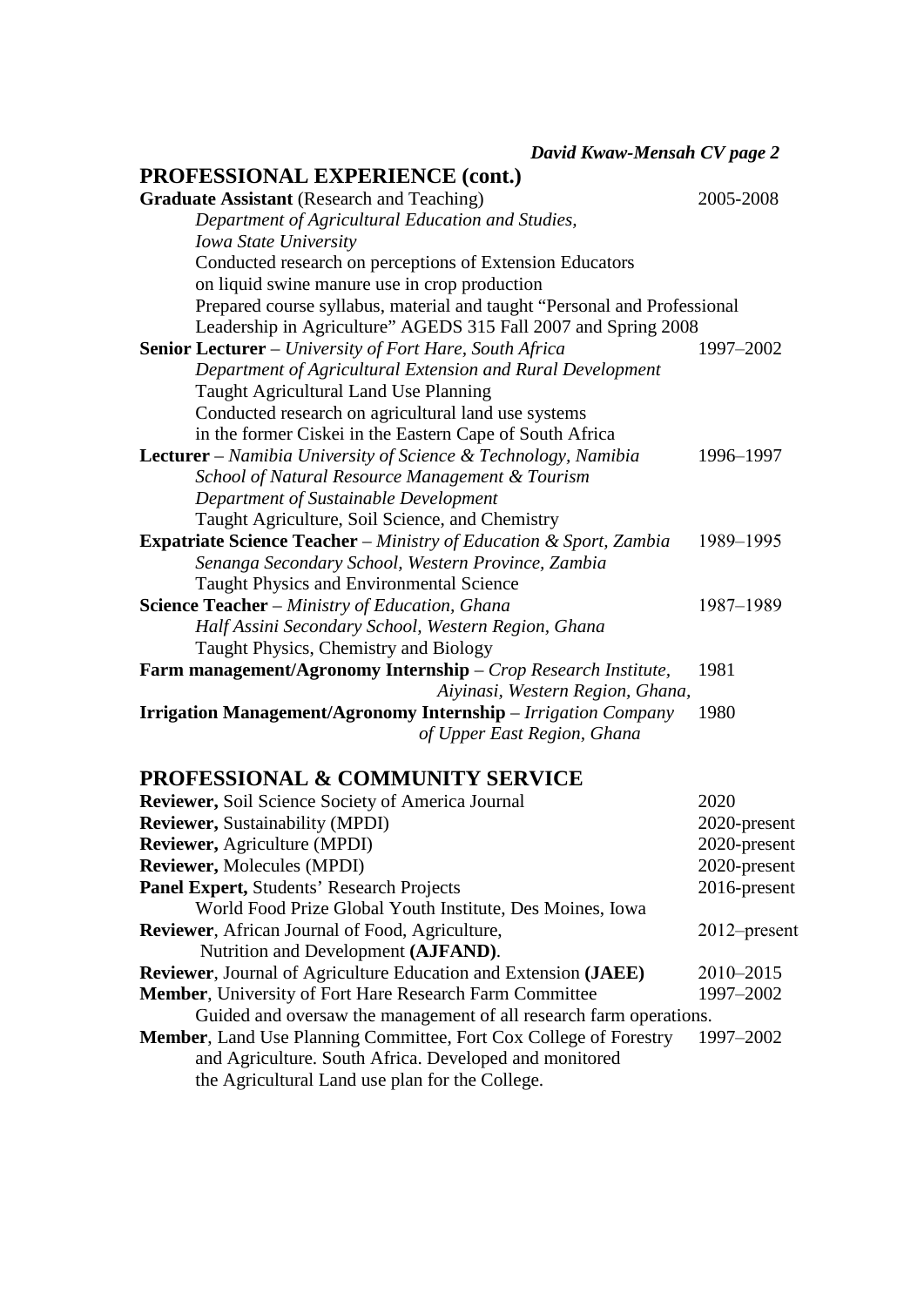## PROFESSIONAL EXPERIENCE (cont.)

**Graduate Assistant** (Research and Teaching) 2005-2008
*Department of Agricultural Education and Studies,*
*Iowa State University*
Conducted research on perceptions of Extension Educators on liquid swine manure use in crop production
Prepared course syllabus, material and taught "Personal and Professional Leadership in Agriculture" AGEDS 315 Fall 2007 and Spring 2008

**Senior Lecturer** – *University of Fort Hare, South Africa* 1997–2002
*Department of Agricultural Extension and Rural Development*
Taught Agricultural Land Use Planning
Conducted research on agricultural land use systems in the former Ciskei in the Eastern Cape of South Africa

**Lecturer** – *Namibia University of Science & Technology, Namibia* 1996–1997
*School of Natural Resource Management & Tourism*
*Department of Sustainable Development*
Taught Agriculture, Soil Science, and Chemistry

**Expatriate Science Teacher** – *Ministry of Education & Sport, Zambia* 1989–1995
*Senanga Secondary School, Western Province, Zambia*
Taught Physics and Environmental Science

**Science Teacher** – *Ministry of Education, Ghana* 1987–1989
*Half Assini Secondary School, Western Region, Ghana*
Taught Physics, Chemistry and Biology

**Farm management/Agronomy Internship** – *Crop Research Institute, Aiyinasi, Western Region, Ghana,* 1981

**Irrigation Management/Agronomy Internship** – *Irrigation Company of Upper East Region, Ghana* 1980

## PROFESSIONAL & COMMUNITY SERVICE

**Reviewer,** Soil Science Society of America Journal 2020

**Reviewer,** Sustainability (MPDI) 2020-present

**Reviewer,** Agriculture (MPDI) 2020-present

**Reviewer,** Molecules (MPDI) 2020-present

**Panel Expert,** Students' Research Projects 2016-present
World Food Prize Global Youth Institute, Des Moines, Iowa

**Reviewer**, African Journal of Food, Agriculture, Nutrition and Development **(AJFAND)**. 2012–present

**Reviewer**, Journal of Agriculture Education and Extension **(JAEE)** 2010–2015

**Member**, University of Fort Hare Research Farm Committee 1997–2002
Guided and oversaw the management of all research farm operations.

**Member**, Land Use Planning Committee, Fort Cox College of Forestry and Agriculture. South Africa. Developed and monitored the Agricultural Land use plan for the College. 1997–2002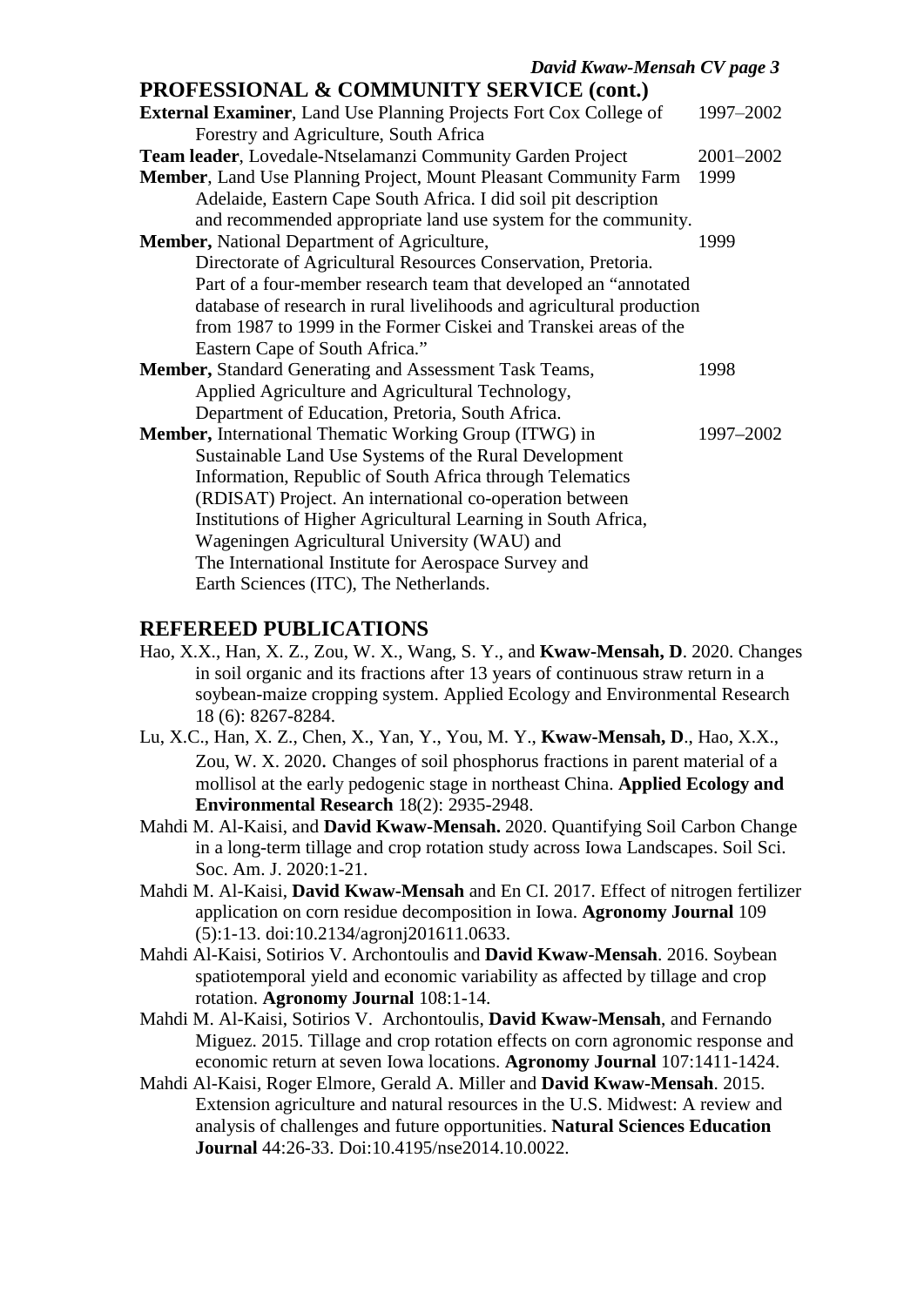## PROFESSIONAL & COMMUNITY SERVICE (cont.)

**External Examiner**, Land Use Planning Projects Fort Cox College of Forestry and Agriculture, South Africa — 1997–2002

**Team leader**, Lovedale-Ntselamanzi Community Garden Project — 2001–2002

**Member**, Land Use Planning Project, Mount Pleasant Community Farm Adelaide, Eastern Cape South Africa. I did soil pit description and recommended appropriate land use system for the community. — 1999

**Member,** National Department of Agriculture, Directorate of Agricultural Resources Conservation, Pretoria. Part of a four-member research team that developed an "annotated database of research in rural livelihoods and agricultural production from 1987 to 1999 in the Former Ciskei and Transkei areas of the Eastern Cape of South Africa." — 1999

**Member,** Standard Generating and Assessment Task Teams, Applied Agriculture and Agricultural Technology, Department of Education, Pretoria, South Africa. — 1998

**Member,** International Thematic Working Group (ITWG) in Sustainable Land Use Systems of the Rural Development Information, Republic of South Africa through Telematics (RDISAT) Project. An international co-operation between Institutions of Higher Agricultural Learning in South Africa, Wageningen Agricultural University (WAU) and The International Institute for Aerospace Survey and Earth Sciences (ITC), The Netherlands. — 1997–2002

## REFEREED PUBLICATIONS

Hao, X.X., Han, X. Z., Zou, W. X., Wang, S. Y., and **Kwaw-Mensah, D**. 2020. Changes in soil organic and its fractions after 13 years of continuous straw return in a soybean-maize cropping system. Applied Ecology and Environmental Research 18 (6): 8267-8284.

Lu, X.C., Han, X. Z., Chen, X., Yan, Y., You, M. Y., **Kwaw-Mensah, D**., Hao, X.X., Zou, W. X. 2020. Changes of soil phosphorus fractions in parent material of a mollisol at the early pedogenic stage in northeast China. **Applied Ecology and Environmental Research** 18(2): 2935-2948.

Mahdi M. Al-Kaisi, and **David Kwaw-Mensah.** 2020. Quantifying Soil Carbon Change in a long-term tillage and crop rotation study across Iowa Landscapes. Soil Sci. Soc. Am. J. 2020:1-21.

Mahdi M. Al-Kaisi, **David Kwaw-Mensah** and En CI. 2017. Effect of nitrogen fertilizer application on corn residue decomposition in Iowa. **Agronomy Journal** 109 (5):1-13. doi:10.2134/agronj201611.0633.

Mahdi Al-Kaisi, Sotirios V. Archontoulis and **David Kwaw-Mensah**. 2016. Soybean spatiotemporal yield and economic variability as affected by tillage and crop rotation. **Agronomy Journal** 108:1-14.

Mahdi M. Al-Kaisi, Sotirios V. Archontoulis, **David Kwaw-Mensah**, and Fernando Miguez. 2015. Tillage and crop rotation effects on corn agronomic response and economic return at seven Iowa locations. **Agronomy Journal** 107:1411-1424.

Mahdi Al-Kaisi, Roger Elmore, Gerald A. Miller and **David Kwaw-Mensah**. 2015. Extension agriculture and natural resources in the U.S. Midwest: A review and analysis of challenges and future opportunities. **Natural Sciences Education Journal** 44:26-33. Doi:10.4195/nse2014.10.0022.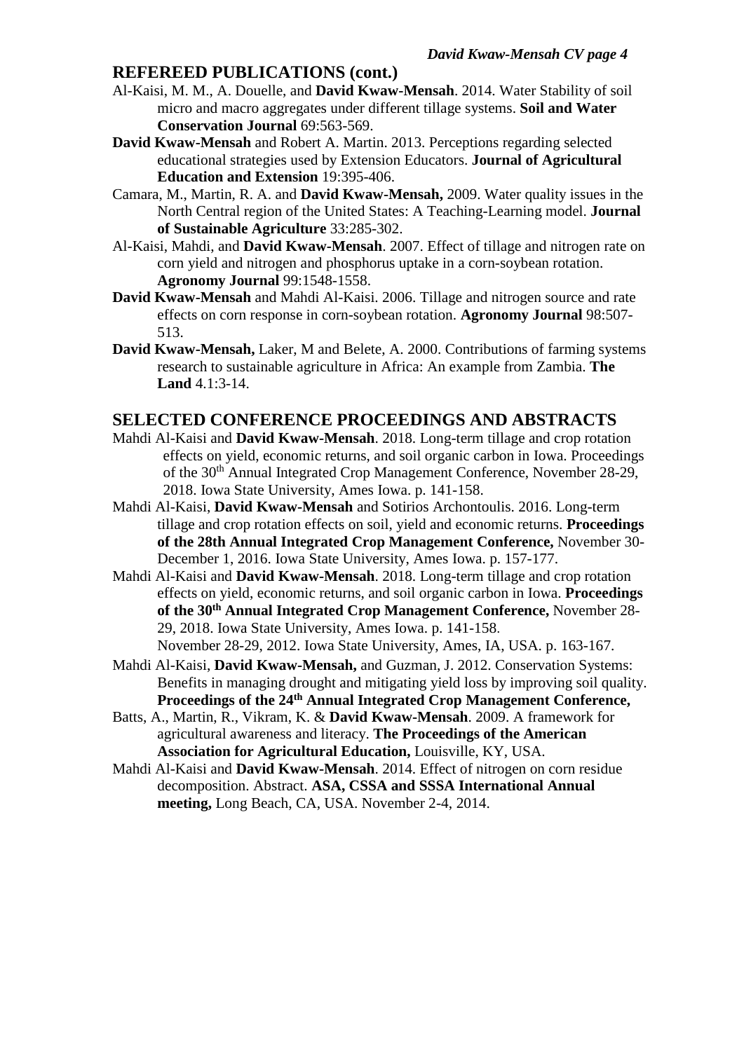## REFEREED PUBLICATIONS (cont.)

Al-Kaisi, M. M., A. Douelle, and **David Kwaw-Mensah**. 2014. Water Stability of soil micro and macro aggregates under different tillage systems. **Soil and Water Conservation Journal** 69:563-569.

**David Kwaw-Mensah** and Robert A. Martin. 2013. Perceptions regarding selected educational strategies used by Extension Educators. **Journal of Agricultural Education and Extension** 19:395-406.

Camara, M., Martin, R. A. and **David Kwaw-Mensah,** 2009. Water quality issues in the North Central region of the United States: A Teaching-Learning model. **Journal of Sustainable Agriculture** 33:285-302.

Al-Kaisi, Mahdi, and **David Kwaw-Mensah**. 2007. Effect of tillage and nitrogen rate on corn yield and nitrogen and phosphorus uptake in a corn-soybean rotation. **Agronomy Journal** 99:1548-1558.

**David Kwaw-Mensah** and Mahdi Al-Kaisi. 2006. Tillage and nitrogen source and rate effects on corn response in corn-soybean rotation. **Agronomy Journal** 98:507-513.

**David Kwaw-Mensah,** Laker, M and Belete, A. 2000. Contributions of farming systems research to sustainable agriculture in Africa: An example from Zambia. **The Land** 4.1:3-14.

## SELECTED CONFERENCE PROCEEDINGS AND ABSTRACTS

Mahdi Al-Kaisi and **David Kwaw-Mensah**. 2018. Long-term tillage and crop rotation effects on yield, economic returns, and soil organic carbon in Iowa. Proceedings of the 30th Annual Integrated Crop Management Conference, November 28-29, 2018. Iowa State University, Ames Iowa. p. 141-158.

Mahdi Al-Kaisi, **David Kwaw-Mensah** and Sotirios Archontoulis. 2016. Long-term tillage and crop rotation effects on soil, yield and economic returns. **Proceedings of the 28th Annual Integrated Crop Management Conference,** November 30-December 1, 2016. Iowa State University, Ames Iowa. p. 157-177.

Mahdi Al-Kaisi and **David Kwaw-Mensah**. 2018. Long-term tillage and crop rotation effects on yield, economic returns, and soil organic carbon in Iowa. **Proceedings of the 30th Annual Integrated Crop Management Conference,** November 28-29, 2018. Iowa State University, Ames Iowa. p. 141-158.
November 28-29, 2012. Iowa State University, Ames, IA, USA. p. 163-167.

Mahdi Al-Kaisi, **David Kwaw-Mensah,** and Guzman, J. 2012. Conservation Systems: Benefits in managing drought and mitigating yield loss by improving soil quality. **Proceedings of the 24th Annual Integrated Crop Management Conference,**

Batts, A., Martin, R., Vikram, K. & **David Kwaw-Mensah**. 2009. A framework for agricultural awareness and literacy. **The Proceedings of the American Association for Agricultural Education,** Louisville, KY, USA.

Mahdi Al-Kaisi and **David Kwaw-Mensah**. 2014. Effect of nitrogen on corn residue decomposition. Abstract. **ASA, CSSA and SSSA International Annual meeting,** Long Beach, CA, USA. November 2-4, 2014.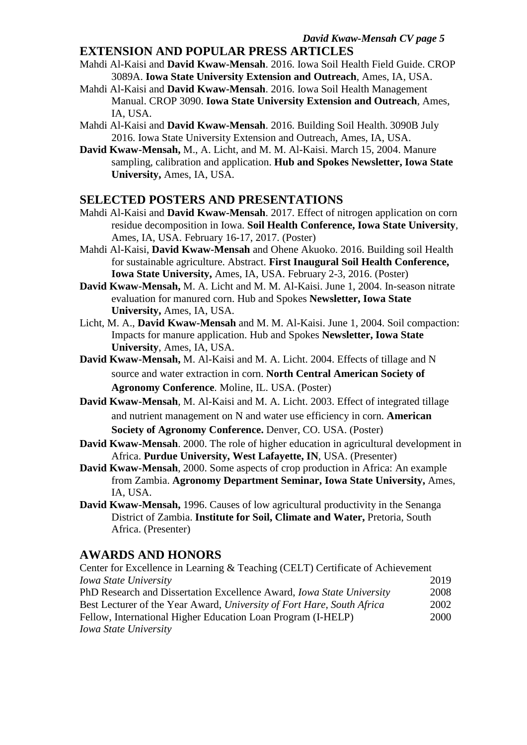## EXTENSION AND POPULAR PRESS ARTICLES

Mahdi Al-Kaisi and **David Kwaw-Mensah**. 2016. Iowa Soil Health Field Guide. CROP 3089A. **Iowa State University Extension and Outreach**, Ames, IA, USA.

Mahdi Al-Kaisi and **David Kwaw-Mensah**. 2016. Iowa Soil Health Management Manual. CROP 3090. **Iowa State University Extension and Outreach**, Ames, IA, USA.

Mahdi Al-Kaisi and **David Kwaw-Mensah**. 2016. Building Soil Health. 3090B July 2016. Iowa State University Extension and Outreach, Ames, IA, USA.

**David Kwaw-Mensah,** M., A. Licht, and M. M. Al-Kaisi. March 15, 2004. Manure sampling, calibration and application. **Hub and Spokes Newsletter, Iowa State University,** Ames, IA, USA.

## SELECTED POSTERS AND PRESENTATIONS

Mahdi Al-Kaisi and **David Kwaw-Mensah**. 2017. Effect of nitrogen application on corn residue decomposition in Iowa. **Soil Health Conference, Iowa State University**, Ames, IA, USA. February 16-17, 2017. (Poster)

Mahdi Al-Kaisi, **David Kwaw-Mensah** and Ohene Akuoko. 2016. Building soil Health for sustainable agriculture. Abstract. **First Inaugural Soil Health Conference, Iowa State University,** Ames, IA, USA. February 2-3, 2016. (Poster)

**David Kwaw-Mensah,** M. A. Licht and M. M. Al-Kaisi. June 1, 2004. In-season nitrate evaluation for manured corn. Hub and Spokes **Newsletter, Iowa State University,** Ames, IA, USA.

Licht, M. A., **David Kwaw-Mensah** and M. M. Al-Kaisi. June 1, 2004. Soil compaction: Impacts for manure application. Hub and Spokes **Newsletter, Iowa State University**, Ames, IA, USA.

**David Kwaw-Mensah,** M. Al-Kaisi and M. A. Licht. 2004. Effects of tillage and N source and water extraction in corn. **North Central American Society of Agronomy Conference**. Moline, IL. USA. (Poster)

**David Kwaw-Mensah**, M. Al-Kaisi and M. A. Licht. 2003. Effect of integrated tillage and nutrient management on N and water use efficiency in corn. **American Society of Agronomy Conference.** Denver, CO. USA. (Poster)

**David Kwaw-Mensah**. 2000. The role of higher education in agricultural development in Africa. **Purdue University, West Lafayette, IN**, USA. (Presenter)

**David Kwaw-Mensah**, 2000. Some aspects of crop production in Africa: An example from Zambia. **Agronomy Department Seminar, Iowa State University,** Ames, IA, USA.

**David Kwaw-Mensah,** 1996. Causes of low agricultural productivity in the Senanga District of Zambia. **Institute for Soil, Climate and Water,** Pretoria, South Africa. (Presenter)

## AWARDS AND HONORS

Center for Excellence in Learning & Teaching (CELT) Certificate of Achievement
*Iowa State University* 2019

PhD Research and Dissertation Excellence Award, *Iowa State University* 2008

Best Lecturer of the Year Award, *University of Fort Hare, South Africa* 2002

Fellow, International Higher Education Loan Program (I-HELP) 2000
*Iowa State University*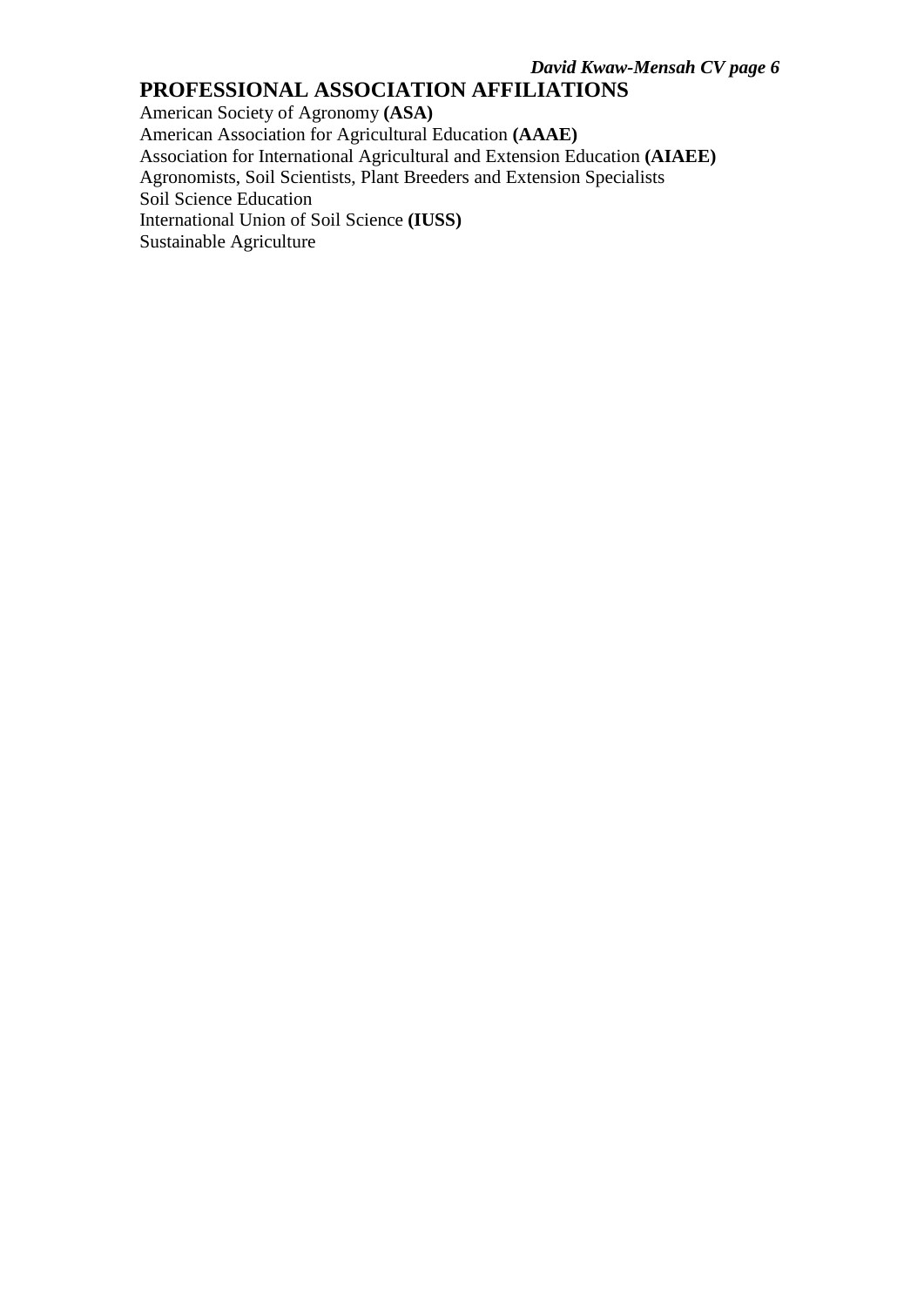## PROFESSIONAL ASSOCIATION AFFILIATIONS

American Society of Agronomy **(ASA)**
American Association for Agricultural Education **(AAAE)**
Association for International Agricultural and Extension Education **(AIAEE)**
Agronomists, Soil Scientists, Plant Breeders and Extension Specialists
Soil Science Education
International Union of Soil Science **(IUSS)**
Sustainable Agriculture